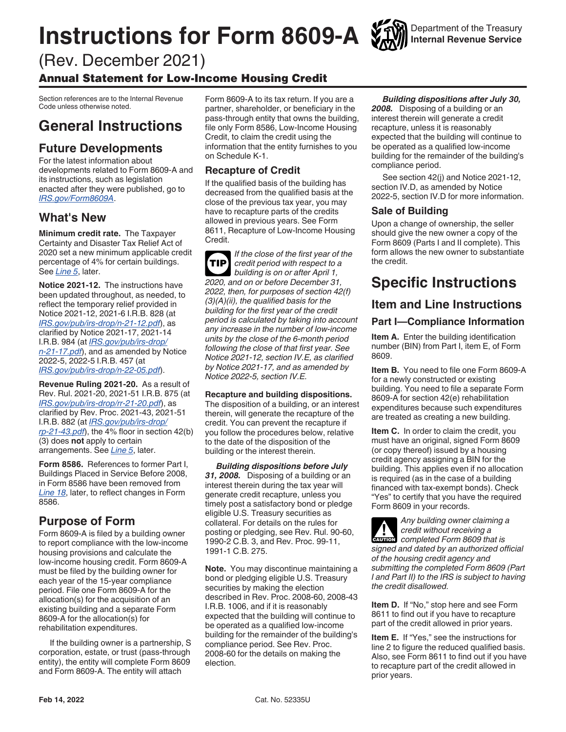# Instructions for Form 8609-A

Department of the Treasury
**Internal Revenue Service**

(Rev. December 2021)

## Annual Statement for Low-Income Housing Credit

Section references are to the Internal Revenue Code unless otherwise noted.

# General Instructions

## Future Developments

For the latest information about developments related to Form 8609-A and its instructions, such as legislation enacted after they were published, go to *IRS.gov/Form8609A*.

## What's New

**Minimum credit rate.** The Taxpayer Certainty and Disaster Tax Relief Act of 2020 set a new minimum applicable credit percentage of 4% for certain buildings. See *Line 5*, later.

**Notice 2021-12.** The instructions have been updated throughout, as needed, to reflect the temporary relief provided in Notice 2021-12, 2021-6 I.R.B. 828 (at *IRS.gov/pub/irs-drop/n-21-12.pdf*), as clarified by Notice 2021-17, 2021-14 I.R.B. 984 (at *IRS.gov/pub/irs-drop/n-21-17.pdf*), and as amended by Notice 2022-5, 2022-5 I.R.B. 457 (at *IRS.gov/pub/irs-drop/n-22-05.pdf*).

**Revenue Ruling 2021-20.** As a result of Rev. Rul. 2021-20, 2021-51 I.R.B. 875 (at *IRS.gov/pub/irs-drop/rr-21-20.pdf*), as clarified by Rev. Proc. 2021-43, 2021-51 I.R.B. 882 (at *IRS.gov/pub/irs-drop/rp-21-43.pdf*), the 4% floor in section 42(b)(3) does **not** apply to certain arrangements. See *Line 5*, later.

**Form 8586.** References to former Part I, Buildings Placed in Service Before 2008, in Form 8586 have been removed from *Line 18*, later, to reflect changes in Form 8586.

## Purpose of Form

Form 8609-A is filed by a building owner to report compliance with the low-income housing provisions and calculate the low-income housing credit. Form 8609-A must be filed by the building owner for each year of the 15-year compliance period. File one Form 8609-A for the allocation(s) for the acquisition of an existing building and a separate Form 8609-A for the allocation(s) for rehabilitation expenditures.

If the building owner is a partnership, S corporation, estate, or trust (pass-through entity), the entity will complete Form 8609 and Form 8609-A. The entity will attach Form 8609-A to its tax return. If you are a partner, shareholder, or beneficiary in the pass-through entity that owns the building, file only Form 8586, Low-Income Housing Credit, to claim the credit using the information that the entity furnishes to you on Schedule K-1.

## Recapture of Credit

If the qualified basis of the building has decreased from the qualified basis at the close of the previous tax year, you may have to recapture parts of the credits allowed in previous years. See Form 8611, Recapture of Low-Income Housing Credit.

**TIP** *If the close of the first year of the credit period with respect to a building is on or after April 1, 2020, and on or before December 31, 2022, then, for purposes of section 42(f)(3)(A)(ii), the qualified basis for the building for the first year of the credit period is calculated by taking into account any increase in the number of low-income units by the close of the 6-month period following the close of that first year. See Notice 2021-12, section IV.E, as clarified by Notice 2021-17, and as amended by Notice 2022-5, section IV.E.*

**Recapture and building dispositions.** The disposition of a building, or an interest therein, will generate the recapture of the credit. You can prevent the recapture if you follow the procedures below, relative to the date of the disposition of the building or the interest therein.

***Building dispositions before July 31, 2008.*** Disposing of a building or an interest therein during the tax year will generate credit recapture, unless you timely post a satisfactory bond or pledge eligible U.S. Treasury securities as collateral. For details on the rules for posting or pledging, see Rev. Rul. 90-60, 1990-2 C.B. 3, and Rev. Proc. 99-11, 1991-1 C.B. 275.

**Note.** You may discontinue maintaining a bond or pledging eligible U.S. Treasury securities by making the election described in Rev. Proc. 2008-60, 2008-43 I.R.B. 1006, and if it is reasonably expected that the building will continue to be operated as a qualified low-income building for the remainder of the building's compliance period. See Rev. Proc. 2008-60 for the details on making the election.

***Building dispositions after July 30, 2008.*** Disposing of a building or an interest therein will generate a credit recapture, unless it is reasonably expected that the building will continue to be operated as a qualified low-income building for the remainder of the building's compliance period.

See section 42(j) and Notice 2021-12, section IV.D, as amended by Notice 2022-5, section IV.D for more information.

## Sale of Building

Upon a change of ownership, the seller should give the new owner a copy of the Form 8609 (Parts I and II complete). This form allows the new owner to substantiate the credit.

# Specific Instructions

## Item and Line Instructions

### Part I—Compliance Information

**Item A.** Enter the building identification number (BIN) from Part I, item E, of Form 8609.

**Item B.** You need to file one Form 8609-A for a newly constructed or existing building. You need to file a separate Form 8609-A for section 42(e) rehabilitation expenditures because such expenditures are treated as creating a new building.

**Item C.** In order to claim the credit, you must have an original, signed Form 8609 (or copy thereof) issued by a housing credit agency assigning a BIN for the building. This applies even if no allocation is required (as in the case of a building financed with tax-exempt bonds). Check "Yes" to certify that you have the required Form 8609 in your records.

**CAUTION** *Any building owner claiming a credit without receiving a completed Form 8609 that is signed and dated by an authorized official of the housing credit agency and submitting the completed Form 8609 (Part I and Part II) to the IRS is subject to having the credit disallowed.*

**Item D.** If "No," stop here and see Form 8611 to find out if you have to recapture part of the credit allowed in prior years.

**Item E.** If "Yes," see the instructions for line 2 to figure the reduced qualified basis. Also, see Form 8611 to find out if you have to recapture part of the credit allowed in prior years.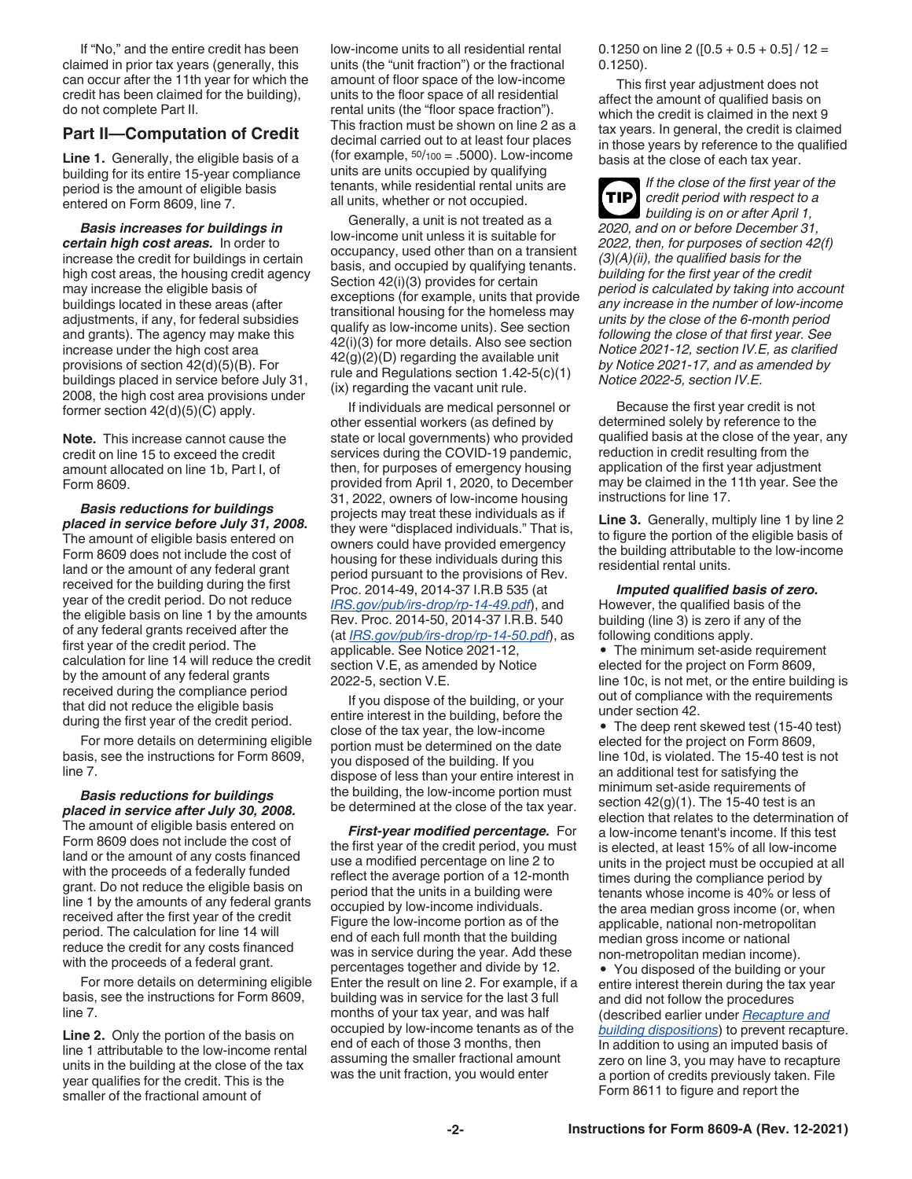If "No," and the entire credit has been claimed in prior tax years (generally, this can occur after the 11th year for which the credit has been claimed for the building), do not complete Part II.

## Part II—Computation of Credit

**Line 1.** Generally, the eligible basis of a building for its entire 15-year compliance period is the amount of eligible basis entered on Form 8609, line 7.

***Basis increases for buildings in certain high cost areas.*** In order to increase the credit for buildings in certain high cost areas, the housing credit agency may increase the eligible basis of buildings located in these areas (after adjustments, if any, for federal subsidies and grants). The agency may make this increase under the high cost area provisions of section 42(d)(5)(B). For buildings placed in service before July 31, 2008, the high cost area provisions under former section 42(d)(5)(C) apply.

**Note.** This increase cannot cause the credit on line 15 to exceed the credit amount allocated on line 1b, Part I, of Form 8609.

***Basis reductions for buildings placed in service before July 31, 2008.*** The amount of eligible basis entered on Form 8609 does not include the cost of land or the amount of any federal grant received for the building during the first year of the credit period. Do not reduce the eligible basis on line 1 by the amounts of any federal grants received after the first year of the credit period. The calculation for line 14 will reduce the credit by the amount of any federal grants received during the compliance period that did not reduce the eligible basis during the first year of the credit period.

For more details on determining eligible basis, see the instructions for Form 8609, line 7.

***Basis reductions for buildings placed in service after July 30, 2008.*** The amount of eligible basis entered on Form 8609 does not include the cost of land or the amount of any costs financed with the proceeds of a federally funded grant. Do not reduce the eligible basis on line 1 by the amounts of any federal grants received after the first year of the credit period. The calculation for line 14 will reduce the credit for any costs financed with the proceeds of a federal grant.

For more details on determining eligible basis, see the instructions for Form 8609, line 7.

**Line 2.** Only the portion of the basis on line 1 attributable to the low-income rental units in the building at the close of the tax year qualifies for the credit. This is the smaller of the fractional amount of low-income units to all residential rental units (the "unit fraction") or the fractional amount of floor space of the low-income units to the floor space of all residential rental units (the "floor space fraction"). This fraction must be shown on line 2 as a decimal carried out to at least four places (for example, $^{50}/_{100} = .5000$). Low-income units are units occupied by qualifying tenants, while residential rental units are all units, whether or not occupied.

Generally, a unit is not treated as a low-income unit unless it is suitable for occupancy, used other than on a transient basis, and occupied by qualifying tenants. Section 42(i)(3) provides for certain exceptions (for example, units that provide transitional housing for the homeless may qualify as low-income units). See section 42(i)(3) for more details. Also see section 42(g)(2)(D) regarding the available unit rule and Regulations section 1.42-5(c)(1)(ix) regarding the vacant unit rule.

If individuals are medical personnel or other essential workers (as defined by state or local governments) who provided services during the COVID-19 pandemic, then, for purposes of emergency housing provided from April 1, 2020, to December 31, 2022, owners of low-income housing projects may treat these individuals as if they were "displaced individuals." That is, owners could have provided emergency housing for these individuals during this period pursuant to the provisions of Rev. Proc. 2014-49, 2014-37 I.R.B 535 (at *IRS.gov/pub/irs-drop/rp-14-49.pdf*), and Rev. Proc. 2014-50, 2014-37 I.R.B. 540 (at *IRS.gov/pub/irs-drop/rp-14-50.pdf*), as applicable. See Notice 2021-12, section V.E, as amended by Notice 2022-5, section V.E.

If you dispose of the building, or your entire interest in the building, before the close of the tax year, the low-income portion must be determined on the date you disposed of the building. If you dispose of less than your entire interest in the building, the low-income portion must be determined at the close of the tax year.

***First-year modified percentage.*** For the first year of the credit period, you must use a modified percentage on line 2 to reflect the average portion of a 12-month period that the units in a building were occupied by low-income individuals. Figure the low-income portion as of the end of each full month that the building was in service during the year. Add these percentages together and divide by 12. Enter the result on line 2. For example, if a building was in service for the last 3 full months of your tax year, and was half occupied by low-income tenants as of the end of each of those 3 months, then assuming the smaller fractional amount was the unit fraction, you would enter 0.1250 on line 2 ($[0.5 + 0.5 + 0.5] / 12 = 0.1250$).

This first year adjustment does not affect the amount of qualified basis on which the credit is claimed in the next 9 tax years. In general, the credit is claimed in those years by reference to the qualified basis at the close of each tax year.

**TIP** *If the close of the first year of the credit period with respect to a building is on or after April 1, 2020, and on or before December 31, 2022, then, for purposes of section 42(f)(3)(A)(ii), the qualified basis for the building for the first year of the credit period is calculated by taking into account any increase in the number of low-income units by the close of the 6-month period following the close of that first year. See Notice 2021-12, section IV.E, as clarified by Notice 2021-17, and as amended by Notice 2022-5, section IV.E.*

Because the first year credit is not determined solely by reference to the qualified basis at the close of the year, any reduction in credit resulting from the application of the first year adjustment may be claimed in the 11th year. See the instructions for line 17.

**Line 3.** Generally, multiply line 1 by line 2 to figure the portion of the eligible basis of the building attributable to the low-income residential rental units.

***Imputed qualified basis of zero.*** However, the qualified basis of the building (line 3) is zero if any of the following conditions apply.

- The minimum set-aside requirement elected for the project on Form 8609, line 10c, is not met, or the entire building is out of compliance with the requirements under section 42.
- The deep rent skewed test (15-40 test) elected for the project on Form 8609, line 10d, is violated. The 15-40 test is not an additional test for satisfying the minimum set-aside requirements of section 42(g)(1). The 15-40 test is an election that relates to the determination of a low-income tenant's income. If this test is elected, at least 15% of all low-income units in the project must be occupied at all times during the compliance period by tenants whose income is 40% or less of the area median gross income (or, when applicable, national non-metropolitan median gross income or national non-metropolitan median income).
- You disposed of the building or your entire interest therein during the tax year and did not follow the procedures (described earlier under *Recapture and building dispositions*) to prevent recapture. In addition to using an imputed basis of zero on line 3, you may have to recapture a portion of credits previously taken. File Form 8611 to figure and report the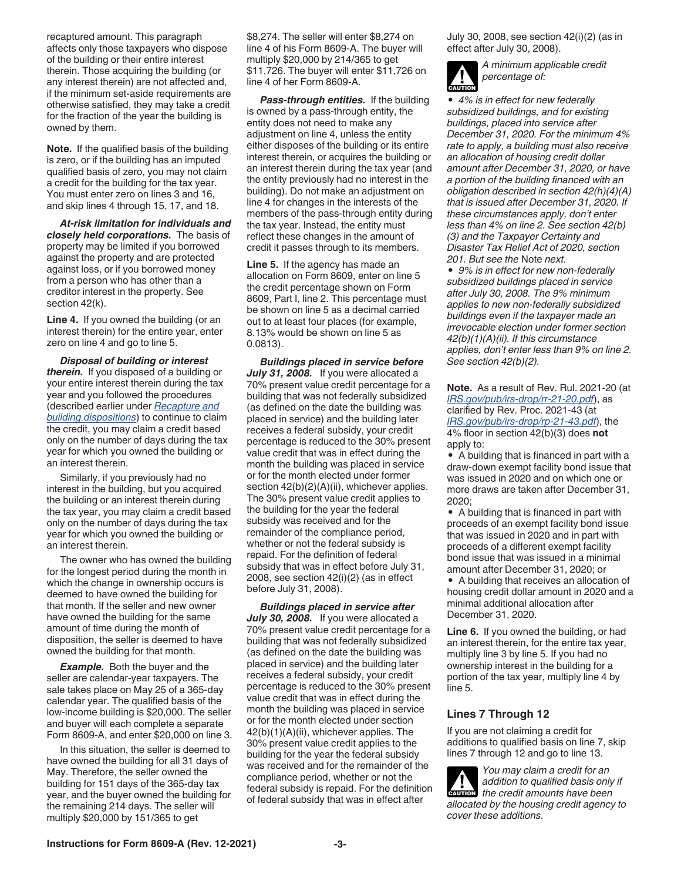recaptured amount. This paragraph affects only those taxpayers who dispose of the building or their entire interest therein. Those acquiring the building (or any interest therein) are not affected and, if the minimum set-aside requirements are otherwise satisfied, they may take a credit for the fraction of the year the building is owned by them.

**Note.** If the qualified basis of the building is zero, or if the building has an imputed qualified basis of zero, you may not claim a credit for the building for the tax year. You must enter zero on lines 3 and 16, and skip lines 4 through 15, 17, and 18.

***At-risk limitation for individuals and closely held corporations.*** The basis of property may be limited if you borrowed against the property and are protected against loss, or if you borrowed money from a person who has other than a creditor interest in the property. See section 42(k).

**Line 4.** If you owned the building (or an interest therein) for the entire year, enter zero on line 4 and go to line 5.

***Disposal of building or interest therein.*** If you disposed of a building or your entire interest therein during the tax year and you followed the procedures (described earlier under *Recapture and building dispositions*) to continue to claim the credit, you may claim a credit based only on the number of days during the tax year for which you owned the building or an interest therein.

Similarly, if you previously had no interest in the building, but you acquired the building or an interest therein during the tax year, you may claim a credit based only on the number of days during the tax year for which you owned the building or an interest therein.

The owner who has owned the building for the longest period during the month in which the change in ownership occurs is deemed to have owned the building for that month. If the seller and new owner have owned the building for the same amount of time during the month of disposition, the seller is deemed to have owned the building for that month.

***Example.*** Both the buyer and the seller are calendar-year taxpayers. The sale takes place on May 25 of a 365-day calendar year. The qualified basis of the low-income building is $20,000. The seller and buyer will each complete a separate Form 8609-A, and enter $20,000 on line 3.

In this situation, the seller is deemed to have owned the building for all 31 days of May. Therefore, the seller owned the building for 151 days of the 365-day tax year, and the buyer owned the building for the remaining 214 days. The seller will multiply $20,000 by 151/365 to get $8,274. The seller will enter $8,274 on line 4 of his Form 8609-A. The buyer will multiply $20,000 by 214/365 to get $11,726. The buyer will enter $11,726 on line 4 of her Form 8609-A.

***Pass-through entities.*** If the building is owned by a pass-through entity, the entity does not need to make any adjustment on line 4, unless the entity either disposes of the building or its entire interest therein, or acquires the building or an interest therein during the tax year (and the entity previously had no interest in the building). Do not make an adjustment on line 4 for changes in the interests of the members of the pass-through entity during the tax year. Instead, the entity must reflect these changes in the amount of credit it passes through to its members.

**Line 5.** If the agency has made an allocation on Form 8609, enter on line 5 the credit percentage shown on Form 8609, Part I, line 2. This percentage must be shown on line 5 as a decimal carried out to at least four places (for example, 8.13% would be shown on line 5 as 0.0813).

***Buildings placed in service before July 31, 2008.*** If you were allocated a 70% present value credit percentage for a building that was not federally subsidized (as defined on the date the building was placed in service) and the building later receives a federal subsidy, your credit percentage is reduced to the 30% present value credit that was in effect during the month the building was placed in service or for the month elected under former section 42(b)(2)(A)(ii), whichever applies. The 30% present value credit applies to the building for the year the federal subsidy was received and for the remainder of the compliance period, whether or not the federal subsidy is repaid. For the definition of federal subsidy that was in effect before July 31, 2008, see section 42(i)(2) (as in effect before July 31, 2008).

***Buildings placed in service after July 30, 2008.*** If you were allocated a 70% present value credit percentage for a building that was not federally subsidized (as defined on the date the building was placed in service) and the building later receives a federal subsidy, your credit percentage is reduced to the 30% present value credit that was in effect during the month the building was placed in service or for the month elected under section 42(b)(1)(A)(ii), whichever applies. The 30% present value credit applies to the building for the year the federal subsidy was received and for the remainder of the compliance period, whether or not the federal subsidy is repaid. For the definition of federal subsidy that was in effect after July 30, 2008, see section 42(i)(2) (as in effect after July 30, 2008).

**CAUTION** *A minimum applicable credit percentage of:*

- *4% is in effect for new federally subsidized buildings, and for existing buildings, placed into service after December 31, 2020. For the minimum 4% rate to apply, a building must also receive an allocation of housing credit dollar amount after December 31, 2020, or have a portion of the building financed with an obligation described in section 42(h)(4)(A) that is issued after December 31, 2020. If these circumstances apply, don't enter less than 4% on line 2. See section 42(b)(3) and the Taxpayer Certainty and Disaster Tax Relief Act of 2020, section 201. But see the* Note *next.*
- *9% is in effect for new non-federally subsidized buildings placed in service after July 30, 2008. The 9% minimum applies to new non-federally subsidized buildings even if the taxpayer made an irrevocable election under former section 42(b)(1)(A)(ii). If this circumstance applies, don't enter less than 9% on line 2. See section 42(b)(2).*

**Note.** As a result of Rev. Rul. 2021-20 (at *IRS.gov/pub/irs-drop/rr-21-20.pdf*), as clarified by Rev. Proc. 2021-43 (at *IRS.gov/pub/irs-drop/rp-21-43.pdf*), the 4% floor in section 42(b)(3) does **not** apply to:

- A building that is financed in part with a draw-down exempt facility bond issue that was issued in 2020 and on which one or more draws are taken after December 31, 2020;
- A building that is financed in part with proceeds of an exempt facility bond issue that was issued in 2020 and in part with proceeds of a different exempt facility bond issue that was issued in a minimal amount after December 31, 2020; or
- A building that receives an allocation of housing credit dollar amount in 2020 and a minimal additional allocation after December 31, 2020.

**Line 6.** If you owned the building, or had an interest therein, for the entire tax year, multiply line 3 by line 5. If you had no ownership interest in the building for a portion of the tax year, multiply line 4 by line 5.

## Lines 7 Through 12

If you are not claiming a credit for additions to qualified basis on line 7, skip lines 7 through 12 and go to line 13.

**CAUTION** *You may claim a credit for an addition to qualified basis only if the credit amounts have been allocated by the housing credit agency to cover these additions.*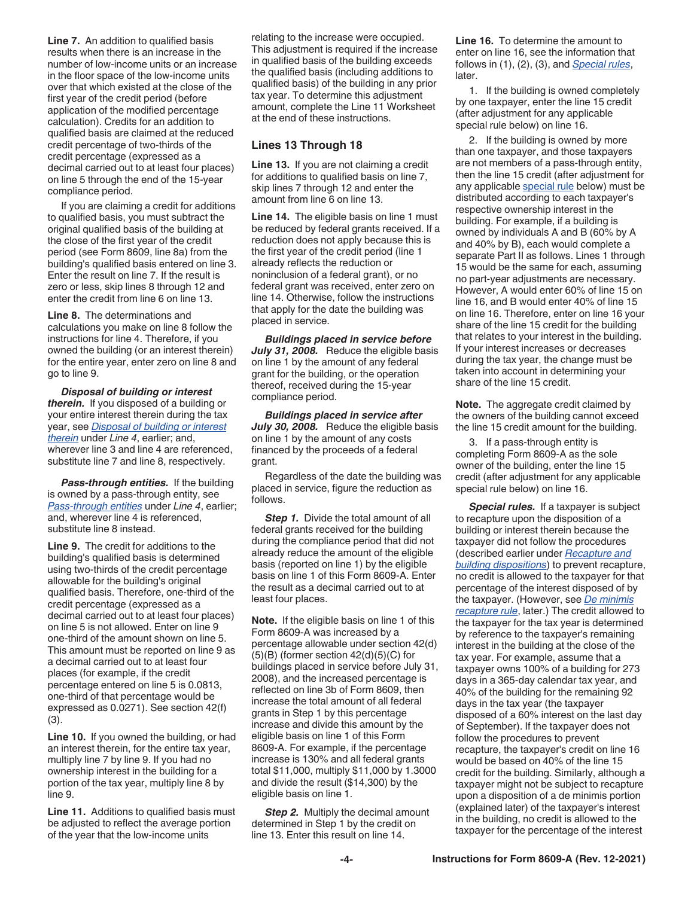**Line 7.** An addition to qualified basis results when there is an increase in the number of low-income units or an increase in the floor space of the low-income units over that which existed at the close of the first year of the credit period (before application of the modified percentage calculation). Credits for an addition to qualified basis are claimed at the reduced credit percentage of two-thirds of the credit percentage (expressed as a decimal carried out to at least four places) on line 5 through the end of the 15-year compliance period.

If you are claiming a credit for additions to qualified basis, you must subtract the original qualified basis of the building at the close of the first year of the credit period (see Form 8609, line 8a) from the building's qualified basis entered on line 3. Enter the result on line 7. If the result is zero or less, skip lines 8 through 12 and enter the credit from line 6 on line 13.

**Line 8.** The determinations and calculations you make on line 8 follow the instructions for line 4. Therefore, if you owned the building (or an interest therein) for the entire year, enter zero on line 8 and go to line 9.

***Disposal of building or interest therein.*** If you disposed of a building or your entire interest therein during the tax year, see *Disposal of building or interest therein* under *Line 4*, earlier; and, wherever line 3 and line 4 are referenced, substitute line 7 and line 8, respectively.

***Pass-through entities.*** If the building is owned by a pass-through entity, see *Pass-through entities* under *Line 4*, earlier; and, wherever line 4 is referenced, substitute line 8 instead.

**Line 9.** The credit for additions to the building's qualified basis is determined using two-thirds of the credit percentage allowable for the building's original qualified basis. Therefore, one-third of the credit percentage (expressed as a decimal carried out to at least four places) on line 5 is not allowed. Enter on line 9 one-third of the amount shown on line 5. This amount must be reported on line 9 as a decimal carried out to at least four places (for example, if the credit percentage entered on line 5 is 0.0813, one-third of that percentage would be expressed as 0.0271). See section 42(f)(3).

**Line 10.** If you owned the building, or had an interest therein, for the entire tax year, multiply line 7 by line 9. If you had no ownership interest in the building for a portion of the tax year, multiply line 8 by line 9.

**Line 11.** Additions to qualified basis must be adjusted to reflect the average portion of the year that the low-income units relating to the increase were occupied. This adjustment is required if the increase in qualified basis of the building exceeds the qualified basis (including additions to qualified basis) of the building in any prior tax year. To determine this adjustment amount, complete the Line 11 Worksheet at the end of these instructions.

## Lines 13 Through 18

**Line 13.** If you are not claiming a credit for additions to qualified basis on line 7, skip lines 7 through 12 and enter the amount from line 6 on line 13.

**Line 14.** The eligible basis on line 1 must be reduced by federal grants received. If a reduction does not apply because this is the first year of the credit period (line 1 already reflects the reduction or noninclusion of a federal grant), or no federal grant was received, enter zero on line 14. Otherwise, follow the instructions that apply for the date the building was placed in service.

***Buildings placed in service before July 31, 2008.*** Reduce the eligible basis on line 1 by the amount of any federal grant for the building, or the operation thereof, received during the 15-year compliance period.

***Buildings placed in service after July 30, 2008.*** Reduce the eligible basis on line 1 by the amount of any costs financed by the proceeds of a federal grant.

Regardless of the date the building was placed in service, figure the reduction as follows.

***Step 1.*** Divide the total amount of all federal grants received for the building during the compliance period that did not already reduce the amount of the eligible basis (reported on line 1) by the eligible basis on line 1 of this Form 8609-A. Enter the result as a decimal carried out to at least four places.

**Note.** If the eligible basis on line 1 of this Form 8609-A was increased by a percentage allowable under section 42(d)(5)(B) (former section 42(d)(5)(C) for buildings placed in service before July 31, 2008), and the increased percentage is reflected on line 3b of Form 8609, then increase the total amount of all federal grants in Step 1 by this percentage increase and divide this amount by the eligible basis on line 1 of this Form 8609-A. For example, if the percentage increase is 130% and all federal grants total $11,000, multiply $11,000 by 1.3000 and divide the result ($14,300) by the eligible basis on line 1.

***Step 2.*** Multiply the decimal amount determined in Step 1 by the credit on line 13. Enter this result on line 14.

**Line 16.** To determine the amount to enter on line 16, see the information that follows in (1), (2), (3), and *Special rules*, later.

1. If the building is owned completely by one taxpayer, enter the line 15 credit (after adjustment for any applicable special rule below) on line 16.

2. If the building is owned by more than one taxpayer, and those taxpayers are not members of a pass-through entity, then the line 15 credit (after adjustment for any applicable special rule below) must be distributed according to each taxpayer's respective ownership interest in the building. For example, if a building is owned by individuals A and B (60% by A and 40% by B), each would complete a separate Part II as follows. Lines 1 through 15 would be the same for each, assuming no part-year adjustments are necessary. However, A would enter 60% of line 15 on line 16, and B would enter 40% of line 15 on line 16. Therefore, enter on line 16 your share of the line 15 credit for the building that relates to your interest in the building. If your interest increases or decreases during the tax year, the change must be taken into account in determining your share of the line 15 credit.

**Note.** The aggregate credit claimed by the owners of the building cannot exceed the line 15 credit amount for the building.

3. If a pass-through entity is completing Form 8609-A as the sole owner of the building, enter the line 15 credit (after adjustment for any applicable special rule below) on line 16.

***Special rules.*** If a taxpayer is subject to recapture upon the disposition of a building or interest therein because the taxpayer did not follow the procedures (described earlier under *Recapture and building dispositions*) to prevent recapture, no credit is allowed to the taxpayer for that percentage of the interest disposed of by the taxpayer. (However, see *De minimis recapture rule*, later.) The credit allowed to the taxpayer for the tax year is determined by reference to the taxpayer's remaining interest in the building at the close of the tax year. For example, assume that a taxpayer owns 100% of a building for 273 days in a 365-day calendar tax year, and 40% of the building for the remaining 92 days in the tax year (the taxpayer disposed of a 60% interest on the last day of September). If the taxpayer does not follow the procedures to prevent recapture, the taxpayer's credit on line 16 would be based on 40% of the line 15 credit for the building. Similarly, although a taxpayer might not be subject to recapture upon a disposition of a de minimis portion (explained later) of the taxpayer's interest in the building, no credit is allowed to the taxpayer for the percentage of the interest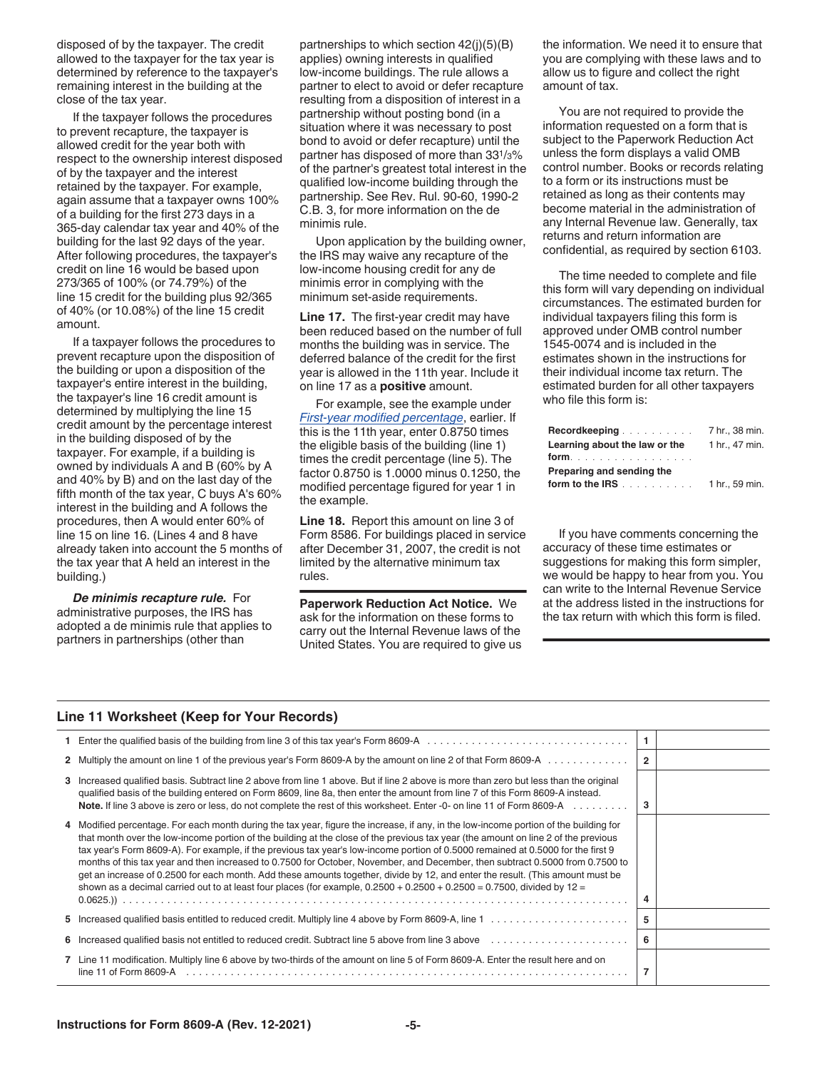disposed of by the taxpayer. The credit allowed to the taxpayer for the tax year is determined by reference to the taxpayer's remaining interest in the building at the close of the tax year.

If the taxpayer follows the procedures to prevent recapture, the taxpayer is allowed credit for the year both with respect to the ownership interest disposed of by the taxpayer and the interest retained by the taxpayer. For example, again assume that a taxpayer owns 100% of a building for the first 273 days in a 365-day calendar tax year and 40% of the building for the last 92 days of the year. After following procedures, the taxpayer's credit on line 16 would be based upon 273/365 of 100% (or 74.79%) of the line 15 credit for the building plus 92/365 of 40% (or 10.08%) of the line 15 credit amount.

If a taxpayer follows the procedures to prevent recapture upon the disposition of the building or upon a disposition of the taxpayer's entire interest in the building, the taxpayer's line 16 credit amount is determined by multiplying the line 15 credit amount by the percentage interest in the building disposed of by the taxpayer. For example, if a building is owned by individuals A and B (60% by A and 40% by B) and on the last day of the fifth month of the tax year, C buys A's 60% interest in the building and A follows the procedures, then A would enter 60% of line 15 on line 16. (Lines 4 and 8 have already taken into account the 5 months of the tax year that A held an interest in the building.)

***De minimis recapture rule.*** For administrative purposes, the IRS has adopted a de minimis rule that applies to partners in partnerships (other than partnerships to which section 42(j)(5)(B) applies) owning interests in qualified low-income buildings. The rule allows a partner to elect to avoid or defer recapture resulting from a disposition of interest in a partnership without posting bond (in a situation where it was necessary to post bond to avoid or defer recapture) until the partner has disposed of more than 33 1/3% of the partner's greatest total interest in the qualified low-income building through the partnership. See Rev. Rul. 90-60, 1990-2 C.B. 3, for more information on the de minimis rule.

Upon application by the building owner, the IRS may waive any recapture of the low-income housing credit for any de minimis error in complying with the minimum set-aside requirements.

**Line 17.** The first-year credit may have been reduced based on the number of full months the building was in service. The deferred balance of the credit for the first year is allowed in the 11th year. Include it on line 17 as a **positive** amount.

For example, see the example under *First-year modified percentage*, earlier. If this is the 11th year, enter 0.8750 times the eligible basis of the building (line 1) times the credit percentage (line 5). The factor 0.8750 is 1.0000 minus 0.1250, the modified percentage figured for year 1 in the example.

**Line 18.** Report this amount on line 3 of Form 8586. For buildings placed in service after December 31, 2007, the credit is not limited by the alternative minimum tax rules.

**Paperwork Reduction Act Notice.** We ask for the information on these forms to carry out the Internal Revenue laws of the United States. You are required to give us the information. We need it to ensure that you are complying with these laws and to allow us to figure and collect the right amount of tax.

You are not required to provide the information requested on a form that is subject to the Paperwork Reduction Act unless the form displays a valid OMB control number. Books or records relating to a form or its instructions must be retained as long as their contents may become material in the administration of any Internal Revenue law. Generally, tax returns and return information are confidential, as required by section 6103.

The time needed to complete and file this form will vary depending on individual circumstances. The estimated burden for individual taxpayers filing this form is approved under OMB control number 1545-0074 and is included in the estimates shown in the instructions for their individual income tax return. The estimated burden for all other taxpayers who file this form is:

| | |
|---|---|
| **Recordkeeping** | 7 hr., 38 min. |
| **Learning about the law or the form** | 1 hr., 47 min. |
| **Preparing and sending the form to the IRS** | 1 hr., 59 min. |

If you have comments concerning the accuracy of these time estimates or suggestions for making this form simpler, we would be happy to hear from you. You can write to the Internal Revenue Service at the address listed in the instructions for the tax return with which this form is filed.

## Line 11 Worksheet (Keep for Your Records)

| | | | |
|---|---|---|---|
| **1** | Enter the qualified basis of the building from line 3 of this tax year's Form 8609-A | 1 | |
| **2** | Multiply the amount on line 1 of the previous year's Form 8609-A by the amount on line 2 of that Form 8609-A | 2 | |
| **3** | Increased qualified basis. Subtract line 2 above from line 1 above. But if line 2 above is more than zero but less than the original qualified basis of the building entered on Form 8609, line 8a, then enter the amount from line 7 of this Form 8609-A instead. **Note.** If line 3 above is zero or less, do not complete the rest of this worksheet. Enter -0- on line 11 of Form 8609-A | 3 | |
| **4** | Modified percentage. For each month during the tax year, figure the increase, if any, in the low-income portion of the building for that month over the low-income portion of the building at the close of the previous tax year (the amount on line 2 of the previous tax year's Form 8609-A). For example, if the previous tax year's low-income portion of 0.5000 remained at 0.5000 for the first 9 months of this tax year and then increased to 0.7500 for October, November, and December, then subtract 0.5000 from 0.7500 to get an increase of 0.2500 for each month. Add these amounts together, divide by 12, and enter the result. (This amount must be shown as a decimal carried out to at least four places (for example, 0.2500 + 0.2500 + 0.2500 = 0.7500, divided by 12 = 0.0625.)) | 4 | |
| **5** | Increased qualified basis entitled to reduced credit. Multiply line 4 above by Form 8609-A, line 1 | 5 | |
| **6** | Increased qualified basis not entitled to reduced credit. Subtract line 5 above from line 3 above | 6 | |
| **7** | Line 11 modification. Multiply line 6 above by two-thirds of the amount on line 5 of Form 8609-A. Enter the result here and on line 11 of Form 8609-A | 7 | |